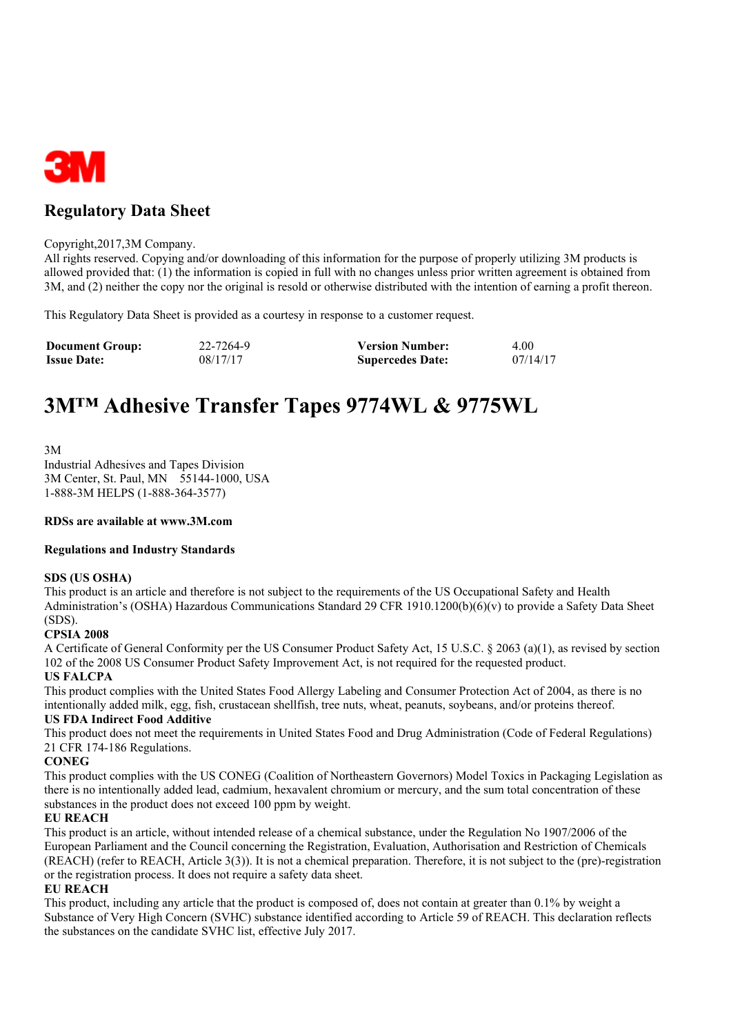3M

## Regulatory Data Sheet

Copyright,2017,3M Company.
All rights reserved. Copying and/or downloading of this information for the purpose of properly utilizing 3M products is allowed provided that: (1) the information is copied in full with no changes unless prior written agreement is obtained from 3M, and (2) neither the copy nor the original is resold or otherwise distributed with the intention of earning a profit thereon.

This Regulatory Data Sheet is provided as a courtesy in response to a customer request.

| **Document Group:** | 22-7264-9 | **Version Number:** | 4.00 |
|---|---|---|---|
| **Issue Date:** | 08/17/17 | **Supercedes Date:** | 07/14/17 |

# 3M™ Adhesive Transfer Tapes 9774WL & 9775WL

3M
Industrial Adhesives and Tapes Division
3M Center, St. Paul, MN 55144-1000, USA
1-888-3M HELPS (1-888-364-3577)

**RDSs are available at www.3M.com**

**Regulations and Industry Standards**

**SDS (US OSHA)**
This product is an article and therefore is not subject to the requirements of the US Occupational Safety and Health Administration's (OSHA) Hazardous Communications Standard 29 CFR 1910.1200(b)(6)(v) to provide a Safety Data Sheet (SDS).

**CPSIA 2008**
A Certificate of General Conformity per the US Consumer Product Safety Act, 15 U.S.C. § 2063 (a)(1), as revised by section 102 of the 2008 US Consumer Product Safety Improvement Act, is not required for the requested product.

**US FALCPA**
This product complies with the United States Food Allergy Labeling and Consumer Protection Act of 2004, as there is no intentionally added milk, egg, fish, crustacean shellfish, tree nuts, wheat, peanuts, soybeans, and/or proteins thereof.

**US FDA Indirect Food Additive**
This product does not meet the requirements in United States Food and Drug Administration (Code of Federal Regulations) 21 CFR 174-186 Regulations.

**CONEG**
This product complies with the US CONEG (Coalition of Northeastern Governors) Model Toxics in Packaging Legislation as there is no intentionally added lead, cadmium, hexavalent chromium or mercury, and the sum total concentration of these substances in the product does not exceed 100 ppm by weight.

**EU REACH**
This product is an article, without intended release of a chemical substance, under the Regulation No 1907/2006 of the European Parliament and the Council concerning the Registration, Evaluation, Authorisation and Restriction of Chemicals (REACH) (refer to REACH, Article 3(3)). It is not a chemical preparation. Therefore, it is not subject to the (pre)-registration or the registration process. It does not require a safety data sheet.

**EU REACH**
This product, including any article that the product is composed of, does not contain at greater than 0.1% by weight a Substance of Very High Concern (SVHC) substance identified according to Article 59 of REACH. This declaration reflects the substances on the candidate SVHC list, effective July 2017.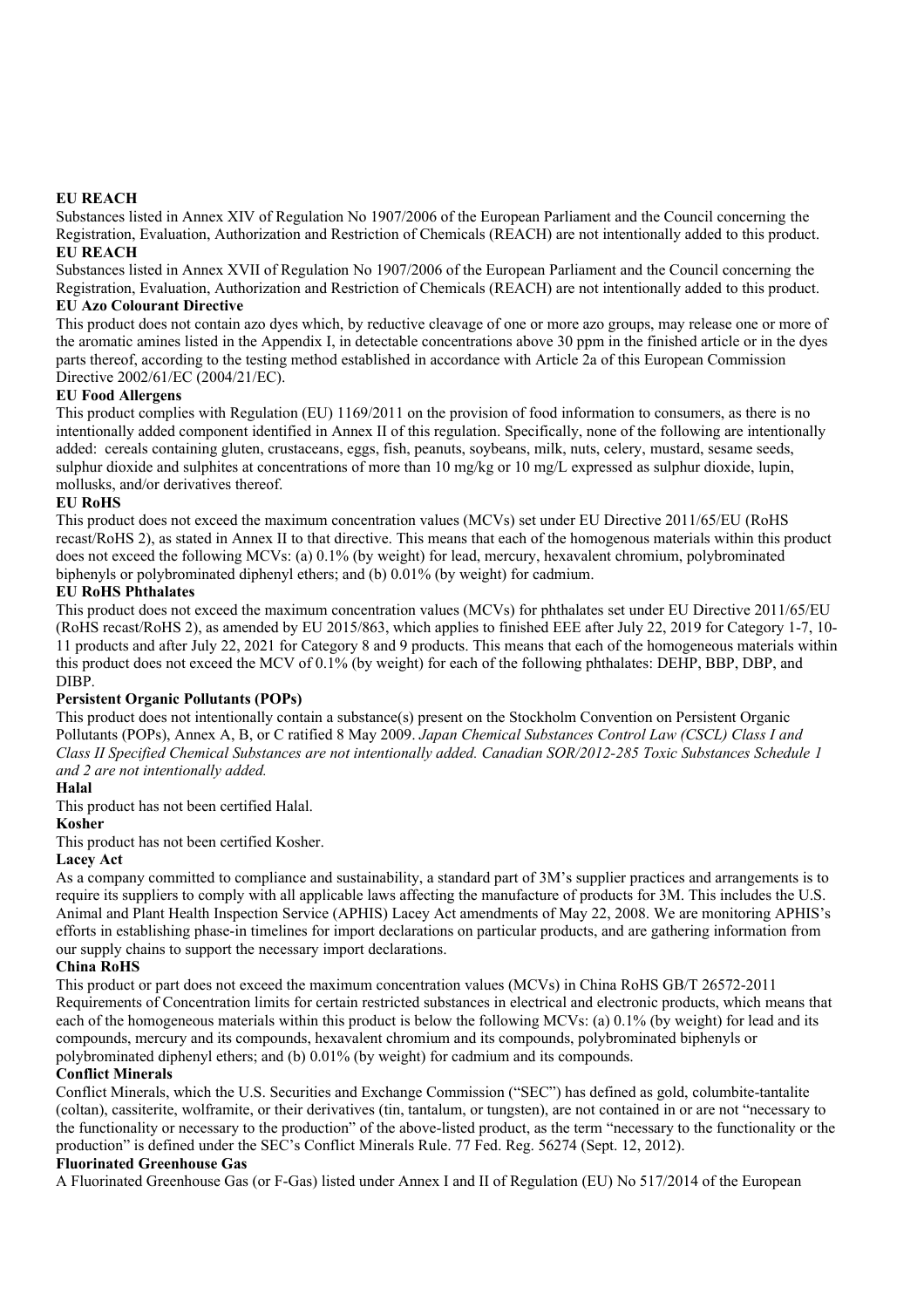**EU REACH**

Substances listed in Annex XIV of Regulation No 1907/2006 of the European Parliament and the Council concerning the Registration, Evaluation, Authorization and Restriction of Chemicals (REACH) are not intentionally added to this product.

**EU REACH**

Substances listed in Annex XVII of Regulation No 1907/2006 of the European Parliament and the Council concerning the Registration, Evaluation, Authorization and Restriction of Chemicals (REACH) are not intentionally added to this product.

**EU Azo Colourant Directive**

This product does not contain azo dyes which, by reductive cleavage of one or more azo groups, may release one or more of the aromatic amines listed in the Appendix I, in detectable concentrations above 30 ppm in the finished article or in the dyes parts thereof, according to the testing method established in accordance with Article 2a of this European Commission Directive 2002/61/EC (2004/21/EC).

**EU Food Allergens**

This product complies with Regulation (EU) 1169/2011 on the provision of food information to consumers, as there is no intentionally added component identified in Annex II of this regulation. Specifically, none of the following are intentionally added: cereals containing gluten, crustaceans, eggs, fish, peanuts, soybeans, milk, nuts, celery, mustard, sesame seeds, sulphur dioxide and sulphites at concentrations of more than 10 mg/kg or 10 mg/L expressed as sulphur dioxide, lupin, mollusks, and/or derivatives thereof.

**EU RoHS**

This product does not exceed the maximum concentration values (MCVs) set under EU Directive 2011/65/EU (RoHS recast/RoHS 2), as stated in Annex II to that directive. This means that each of the homogenous materials within this product does not exceed the following MCVs: (a) 0.1% (by weight) for lead, mercury, hexavalent chromium, polybrominated biphenyls or polybrominated diphenyl ethers; and (b) 0.01% (by weight) for cadmium.

**EU RoHS Phthalates**

This product does not exceed the maximum concentration values (MCVs) for phthalates set under EU Directive 2011/65/EU (RoHS recast/RoHS 2), as amended by EU 2015/863, which applies to finished EEE after July 22, 2019 for Category 1-7, 10-11 products and after July 22, 2021 for Category 8 and 9 products. This means that each of the homogeneous materials within this product does not exceed the MCV of 0.1% (by weight) for each of the following phthalates: DEHP, BBP, DBP, and DIBP.

**Persistent Organic Pollutants (POPs)**

This product does not intentionally contain a substance(s) present on the Stockholm Convention on Persistent Organic Pollutants (POPs), Annex A, B, or C ratified 8 May 2009. *Japan Chemical Substances Control Law (CSCL) Class I and Class II Specified Chemical Substances are not intentionally added. Canadian SOR/2012-285 Toxic Substances Schedule 1 and 2 are not intentionally added.*

**Halal**

This product has not been certified Halal.

**Kosher**

This product has not been certified Kosher.

**Lacey Act**

As a company committed to compliance and sustainability, a standard part of 3M's supplier practices and arrangements is to require its suppliers to comply with all applicable laws affecting the manufacture of products for 3M. This includes the U.S. Animal and Plant Health Inspection Service (APHIS) Lacey Act amendments of May 22, 2008. We are monitoring APHIS's efforts in establishing phase-in timelines for import declarations on particular products, and are gathering information from our supply chains to support the necessary import declarations.

**China RoHS**

This product or part does not exceed the maximum concentration values (MCVs) in China RoHS GB/T 26572-2011 Requirements of Concentration limits for certain restricted substances in electrical and electronic products, which means that each of the homogeneous materials within this product is below the following MCVs: (a) 0.1% (by weight) for lead and its compounds, mercury and its compounds, hexavalent chromium and its compounds, polybrominated biphenyls or polybrominated diphenyl ethers; and (b) 0.01% (by weight) for cadmium and its compounds.

**Conflict Minerals**

Conflict Minerals, which the U.S. Securities and Exchange Commission ("SEC") has defined as gold, columbite-tantalite (coltan), cassiterite, wolframite, or their derivatives (tin, tantalum, or tungsten), are not contained in or are not "necessary to the functionality or necessary to the production" of the above-listed product, as the term "necessary to the functionality or the production" is defined under the SEC's Conflict Minerals Rule. 77 Fed. Reg. 56274 (Sept. 12, 2012).

**Fluorinated Greenhouse Gas**

A Fluorinated Greenhouse Gas (or F-Gas) listed under Annex I and II of Regulation (EU) No 517/2014 of the European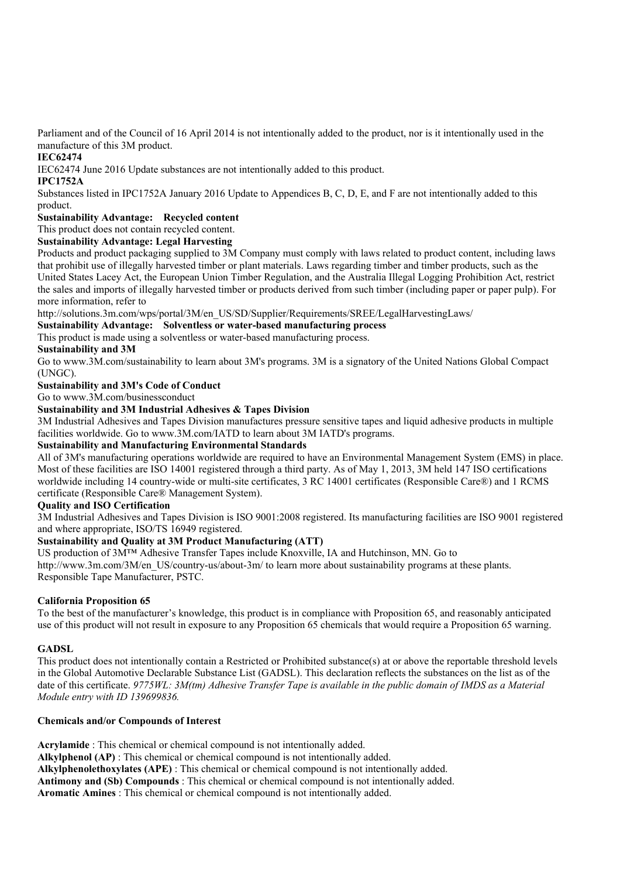Parliament and of the Council of 16 April 2014 is not intentionally added to the product, nor is it intentionally used in the manufacture of this 3M product.

**IEC62474**

IEC62474 June 2016 Update substances are not intentionally added to this product.

**IPC1752A**

Substances listed in IPC1752A January 2016 Update to Appendices B, C, D, E, and F are not intentionally added to this product.

**Sustainability Advantage: Recycled content**

This product does not contain recycled content.

**Sustainability Advantage: Legal Harvesting**

Products and product packaging supplied to 3M Company must comply with laws related to product content, including laws that prohibit use of illegally harvested timber or plant materials. Laws regarding timber and timber products, such as the United States Lacey Act, the European Union Timber Regulation, and the Australia Illegal Logging Prohibition Act, restrict the sales and imports of illegally harvested timber or products derived from such timber (including paper or paper pulp). For more information, refer to

http://solutions.3m.com/wps/portal/3M/en_US/SD/Supplier/Requirements/SREE/LegalHarvestingLaws/

**Sustainability Advantage: Solventless or water-based manufacturing process**

This product is made using a solventless or water-based manufacturing process.

**Sustainability and 3M**

Go to www.3M.com/sustainability to learn about 3M's programs. 3M is a signatory of the United Nations Global Compact (UNGC).

**Sustainability and 3M's Code of Conduct**

Go to www.3M.com/businessconduct

**Sustainability and 3M Industrial Adhesives & Tapes Division**

3M Industrial Adhesives and Tapes Division manufactures pressure sensitive tapes and liquid adhesive products in multiple facilities worldwide. Go to www.3M.com/IATD to learn about 3M IATD's programs.

**Sustainability and Manufacturing Environmental Standards**

All of 3M's manufacturing operations worldwide are required to have an Environmental Management System (EMS) in place. Most of these facilities are ISO 14001 registered through a third party. As of May 1, 2013, 3M held 147 ISO certifications worldwide including 14 country-wide or multi-site certificates, 3 RC 14001 certificates (Responsible Care®) and 1 RCMS certificate (Responsible Care® Management System).

**Quality and ISO Certification**

3M Industrial Adhesives and Tapes Division is ISO 9001:2008 registered. Its manufacturing facilities are ISO 9001 registered and where appropriate, ISO/TS 16949 registered.

**Sustainability and Quality at 3M Product Manufacturing (ATT)**

US production of 3M™ Adhesive Transfer Tapes include Knoxville, IA and Hutchinson, MN. Go to http://www.3m.com/3M/en_US/country-us/about-3m/ to learn more about sustainability programs at these plants. Responsible Tape Manufacturer, PSTC.

**California Proposition 65**

To the best of the manufacturer's knowledge, this product is in compliance with Proposition 65, and reasonably anticipated use of this product will not result in exposure to any Proposition 65 chemicals that would require a Proposition 65 warning.

**GADSL**

This product does not intentionally contain a Restricted or Prohibited substance(s) at or above the reportable threshold levels in the Global Automotive Declarable Substance List (GADSL). This declaration reflects the substances on the list as of the date of this certificate. *9775WL: 3M(tm) Adhesive Transfer Tape is available in the public domain of IMDS as a Material Module entry with ID 139699836.*

**Chemicals and/or Compounds of Interest**

**Acrylamide** : This chemical or chemical compound is not intentionally added.
**Alkylphenol (AP)** : This chemical or chemical compound is not intentionally added.
**Alkylphenolethoxylates (APE)** : This chemical or chemical compound is not intentionally added.
**Antimony and (Sb) Compounds** : This chemical or chemical compound is not intentionally added.
**Aromatic Amines** : This chemical or chemical compound is not intentionally added.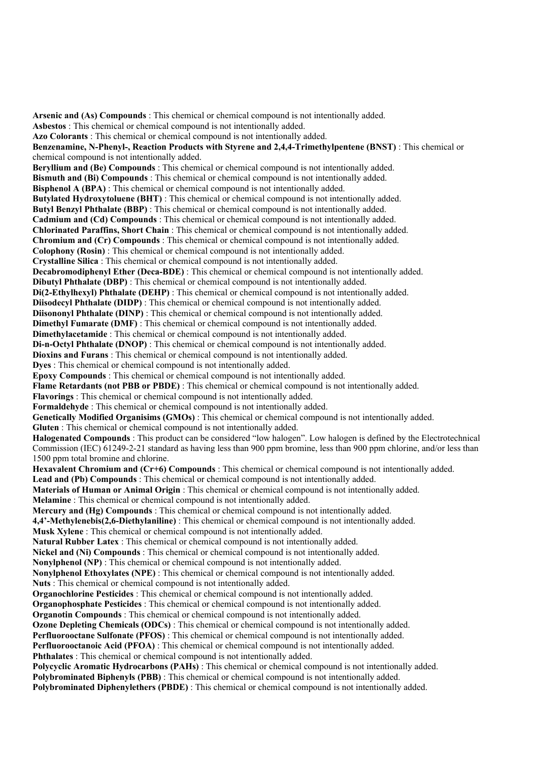**Arsenic and (As) Compounds** : This chemical or chemical compound is not intentionally added.
**Asbestos** : This chemical or chemical compound is not intentionally added.
**Azo Colorants** : This chemical or chemical compound is not intentionally added.
**Benzenamine, N-Phenyl-, Reaction Products with Styrene and 2,4,4-Trimethylpentene (BNST)** : This chemical or chemical compound is not intentionally added.
**Beryllium and (Be) Compounds** : This chemical or chemical compound is not intentionally added.
**Bismuth and (Bi) Compounds** : This chemical or chemical compound is not intentionally added.
**Bisphenol A (BPA)** : This chemical or chemical compound is not intentionally added.
**Butylated Hydroxytoluene (BHT)** : This chemical or chemical compound is not intentionally added.
**Butyl Benzyl Phthalate (BBP)** : This chemical or chemical compound is not intentionally added.
**Cadmium and (Cd) Compounds** : This chemical or chemical compound is not intentionally added.
**Chlorinated Paraffins, Short Chain** : This chemical or chemical compound is not intentionally added.
**Chromium and (Cr) Compounds** : This chemical or chemical compound is not intentionally added.
**Colophony (Rosin)** : This chemical or chemical compound is not intentionally added.
**Crystalline Silica** : This chemical or chemical compound is not intentionally added.
**Decabromodiphenyl Ether (Deca-BDE)** : This chemical or chemical compound is not intentionally added.
**Dibutyl Phthalate (DBP)** : This chemical or chemical compound is not intentionally added.
**Di(2-Ethylhexyl) Phthalate (DEHP)** : This chemical or chemical compound is not intentionally added.
**Diisodecyl Phthalate (DIDP)** : This chemical or chemical compound is not intentionally added.
**Diisononyl Phthalate (DINP)** : This chemical or chemical compound is not intentionally added.
**Dimethyl Fumarate (DMF)** : This chemical or chemical compound is not intentionally added.
**Dimethylacetamide** : This chemical or chemical compound is not intentionally added.
**Di-n-Octyl Phthalate (DNOP)** : This chemical or chemical compound is not intentionally added.
**Dioxins and Furans** : This chemical or chemical compound is not intentionally added.
**Dyes** : This chemical or chemical compound is not intentionally added.
**Epoxy Compounds** : This chemical or chemical compound is not intentionally added.
**Flame Retardants (not PBB or PBDE)** : This chemical or chemical compound is not intentionally added.
**Flavorings** : This chemical or chemical compound is not intentionally added.
**Formaldehyde** : This chemical or chemical compound is not intentionally added.
**Genetically Modified Organisims (GMOs)** : This chemical or chemical compound is not intentionally added.
**Gluten** : This chemical or chemical compound is not intentionally added.
**Halogenated Compounds** : This product can be considered "low halogen". Low halogen is defined by the Electrotechnical Commission (IEC) 61249-2-21 standard as having less than 900 ppm bromine, less than 900 ppm chlorine, and/or less than 1500 ppm total bromine and chlorine.
**Hexavalent Chromium and (Cr+6) Compounds** : This chemical or chemical compound is not intentionally added.
**Lead and (Pb) Compounds** : This chemical or chemical compound is not intentionally added.
**Materials of Human or Animal Origin** : This chemical or chemical compound is not intentionally added.
**Melamine** : This chemical or chemical compound is not intentionally added.
**Mercury and (Hg) Compounds** : This chemical or chemical compound is not intentionally added.
**4,4'-Methylenebis(2,6-Diethylaniline)** : This chemical or chemical compound is not intentionally added.
**Musk Xylene** : This chemical or chemical compound is not intentionally added.
**Natural Rubber Latex** : This chemical or chemical compound is not intentionally added.
**Nickel and (Ni) Compounds** : This chemical or chemical compound is not intentionally added.
**Nonylphenol (NP)** : This chemical or chemical compound is not intentionally added.
**Nonylphenol Ethoxylates (NPE)** : This chemical or chemical compound is not intentionally added.
**Nuts** : This chemical or chemical compound is not intentionally added.
**Organochlorine Pesticides** : This chemical or chemical compound is not intentionally added.
**Organophosphate Pesticides** : This chemical or chemical compound is not intentionally added.
**Organotin Compounds** : This chemical or chemical compound is not intentionally added.
**Ozone Depleting Chemicals (ODCs)** : This chemical or chemical compound is not intentionally added.
**Perfluorooctane Sulfonate (PFOS)** : This chemical or chemical compound is not intentionally added.
**Perfluorooctanoic Acid (PFOA)** : This chemical or chemical compound is not intentionally added.
**Phthalates** : This chemical or chemical compound is not intentionally added.
**Polycyclic Aromatic Hydrocarbons (PAHs)** : This chemical or chemical compound is not intentionally added.
**Polybrominated Biphenyls (PBB)** : This chemical or chemical compound is not intentionally added.
**Polybrominated Diphenylethers (PBDE)** : This chemical or chemical compound is not intentionally added.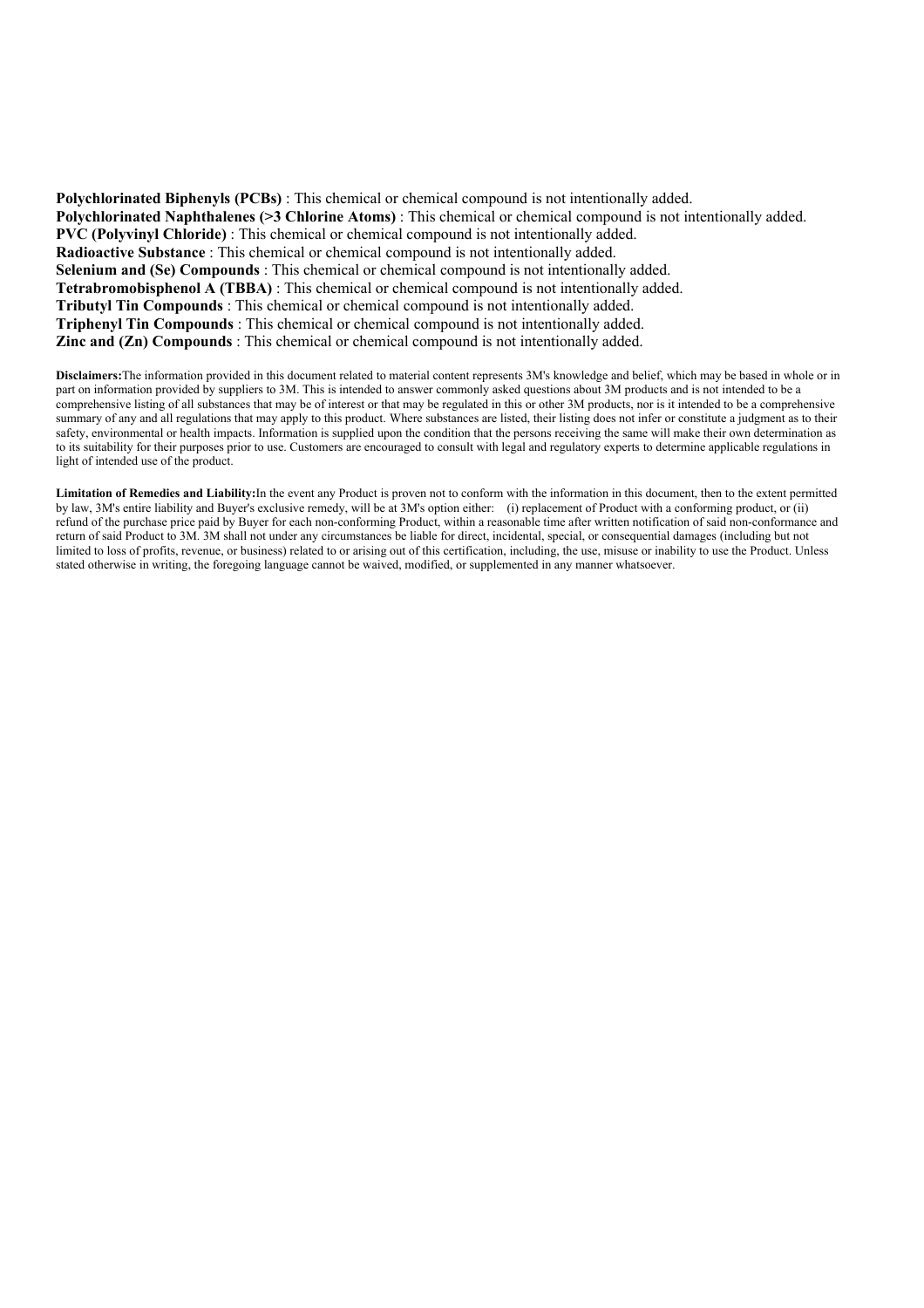**Polychlorinated Biphenyls (PCBs)** : This chemical or chemical compound is not intentionally added.
**Polychlorinated Naphthalenes (>3 Chlorine Atoms)** : This chemical or chemical compound is not intentionally added.
**PVC (Polyvinyl Chloride)** : This chemical or chemical compound is not intentionally added.
**Radioactive Substance** : This chemical or chemical compound is not intentionally added.
**Selenium and (Se) Compounds** : This chemical or chemical compound is not intentionally added.
**Tetrabromobisphenol A (TBBA)** : This chemical or chemical compound is not intentionally added.
**Tributyl Tin Compounds** : This chemical or chemical compound is not intentionally added.
**Triphenyl Tin Compounds** : This chemical or chemical compound is not intentionally added.
**Zinc and (Zn) Compounds** : This chemical or chemical compound is not intentionally added.

**Disclaimers:**The information provided in this document related to material content represents 3M's knowledge and belief, which may be based in whole or in part on information provided by suppliers to 3M. This is intended to answer commonly asked questions about 3M products and is not intended to be a comprehensive listing of all substances that may be of interest or that may be regulated in this or other 3M products, nor is it intended to be a comprehensive summary of any and all regulations that may apply to this product. Where substances are listed, their listing does not infer or constitute a judgment as to their safety, environmental or health impacts. Information is supplied upon the condition that the persons receiving the same will make their own determination as to its suitability for their purposes prior to use. Customers are encouraged to consult with legal and regulatory experts to determine applicable regulations in light of intended use of the product.

**Limitation of Remedies and Liability:**In the event any Product is proven not to conform with the information in this document, then to the extent permitted by law, 3M's entire liability and Buyer's exclusive remedy, will be at 3M's option either: (i) replacement of Product with a conforming product, or (ii) refund of the purchase price paid by Buyer for each non-conforming Product, within a reasonable time after written notification of said non-conformance and return of said Product to 3M. 3M shall not under any circumstances be liable for direct, incidental, special, or consequential damages (including but not limited to loss of profits, revenue, or business) related to or arising out of this certification, including, the use, misuse or inability to use the Product. Unless stated otherwise in writing, the foregoing language cannot be waived, modified, or supplemented in any manner whatsoever.